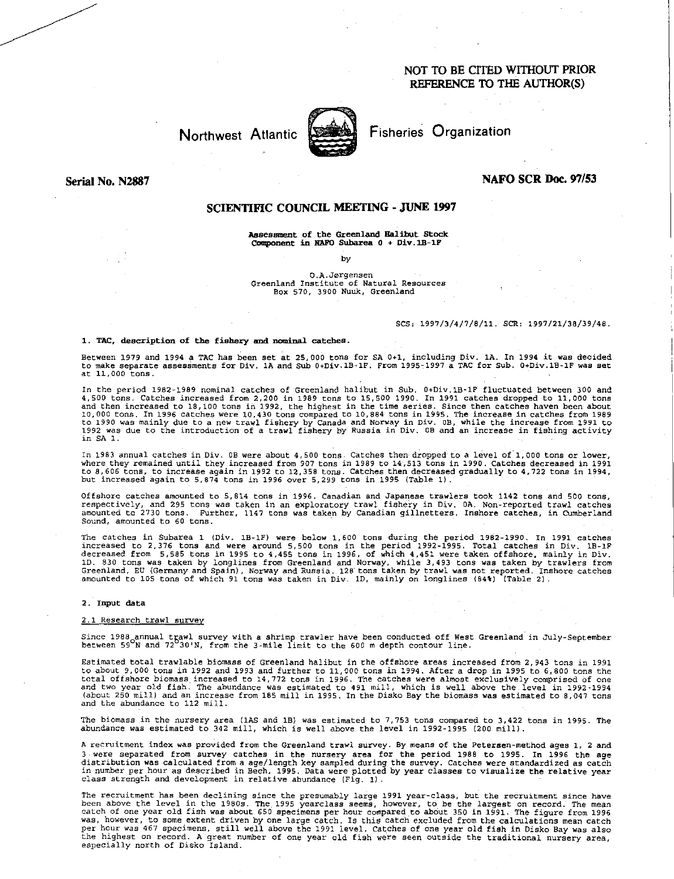NOT TO BE CITED WITHOUT PRIOR REFERENCE TO THE AUTHOR(S)

Northwest Atlantic Fisheries Organization

**Serial No. N2887** **NAFO SCR Doc. 97/53**

## SCIENTIFIC COUNCIL MEETING - JUNE 1997

**Assessment of the Greenland Halibut Stock Component in NAFO Subarea 0 + Div.1B-1F**

by

O.A.Jørgensen
Greenland Institute of Natural Resources
Box 570, 3900 Nuuk, Greenland

SCS: 1997/3/4/7/8/11. SCR: 1997/21/38/39/48.

### 1. TAC, description of the fishery and nominal catches.

Between 1979 and 1994 a TAC has been set at 25,000 tons for SA 0+1, including Div. 1A. In 1994 it was decided to make separate assessments for Div. 1A and Sub 0+Div.1B-1F. From 1995-1997 a TAC for Sub. 0+Div.1B-1F was set at 11,000 tons.

In the period 1982-1989 nominal catches of Greenland halibut in Sub. 0+Div.1B-1F fluctuated between 300 and 4,500 tons. Catches increased from 2,200 in 1989 tons to 15,500 1990. In 1991 catches dropped to 11,000 tons and then increased to 18,100 tons in 1992, the highest in the time series. Since then catches have been about 10,000 tons. In 1996 catches were 10,430 tons compared to 10,884 tons in 1995. The increase in catches from 1989 to 1990 was mainly due to a new trawl fishery by Canada and Norway in Div. 0B, while the increase from 1991 to 1992 was due to the introduction of a trawl fishery by Russia in Div. 0B and an increase in fishing activity in SA 1.

In 1983 annual catches in Div. 0B were about 4,500 tons. Catches then dropped to a level of 1,000 tons or lower, where they remained until they increased from 907 tons in 1989 to 14,513 tons in 1990. Catches decreased in 1991 to 8,606 tons, to increase again in 1992 to 12,358 tons. Catches then decreased gradually to 4,722 tons in 1994, but increased again to 5,874 tons in 1996 over 5,299 tons in 1995 (Table 1).

Offshore catches amounted to 5,814 tons in 1996. Canadian and Japanese trawlers took 1142 tons and 500 tons, respectively, and 295 tons was taken in an exploratory trawl fishery in Div. 0A. Non-reported trawl catches amounted to 2730 tons. Further, 1147 tons was taken by Canadian gillnetters. Inshore catches, in Cumberland Sound, amounted to 60 tons.

The catches in Subarea 1 (Div. 1B-1F) were below 1,600 tons during the period 1982-1990. In 1991 catches increased to 2,376 tons and were around 5,500 tons in the period 1992-1995. Total catches in Div. 1B-1F decreased from 5,585 tons in 1995 to 4,455 tons in 1996, of which 4,451 were taken offshore, mainly in Div. 1D. 830 tons was taken by longlines from Greenland and Norway, while 3,493 tons was taken by trawlers from Greenland, EU (Germany and Spain), Norway and Russia. 128 tons taken by trawl was not reported. Inshore catches amounted to 105 tons of which 91 tons was taken in Div. 1D, mainly on longlines (84%) (Table 2).

### 2. Input data

#### 2.1 Research trawl survey

Since 1988 annual trawl survey with a shrimp trawler have been conducted off West Greenland in July-September between 59°N and 72°30'N, from the 3-mile limit to the 600 m depth contour line.

Estimated total trawlable biomass of Greenland halibut in the offshore areas increased from 2,943 tons in 1991 to about 9,000 tons in 1992 and 1993 and further to 11,000 tons in 1994. After a drop in 1995 to 6,800 tons the total offshore biomass increased to 14,772 tons in 1996. The catches were almost exclusively comprised of one and two year old fish. The abundance was estimated to 491 mill, which is well above the level in 1992-1994 (about 250 mill) and an increase from 185 mill in 1995. In the Disko Bay the biomass was estimated to 8,047 tons and the abundance to 112 mill.

The biomass in the nursery area (1AS and 1B) was estimated to 7,753 tons compared to 3,422 tons in 1995. The abundance was estimated to 342 mill, which is well above the level in 1992-1995 (200 mill).

A recruitment index was provided from the Greenland trawl survey. By means of the Petersen-method ages 1, 2 and 3 were separated from survey catches in the nursery area for the period 1988 to 1995. In 1996 the age distribution was calculated from a age/length key sampled during the survey. Catches were standardized as catch in number per hour as described in Bech, 1995. Data were plotted by year classes to visualize the relative year class strength and development in relative abundance (Fig. 1).

The recruitment has been declining since the presumably large 1991 year-class, but the recruitment since have been above the level in the 1980s. The 1995 yearclass seems, however, to be the largest on record. The mean catch of one year old fish was about 650 specimens per hour compared to about 350 in 1991. The figure from 1996 was, however, to some extent driven by one large catch. Is this catch excluded from the calculations mean catch per hour was 467 specimens, still well above the 1991 level. Catches of one year old fish in Disko Bay was also the highest on record. A great number of one year old fish were seen outside the traditional nursery area, especially north of Disko Island.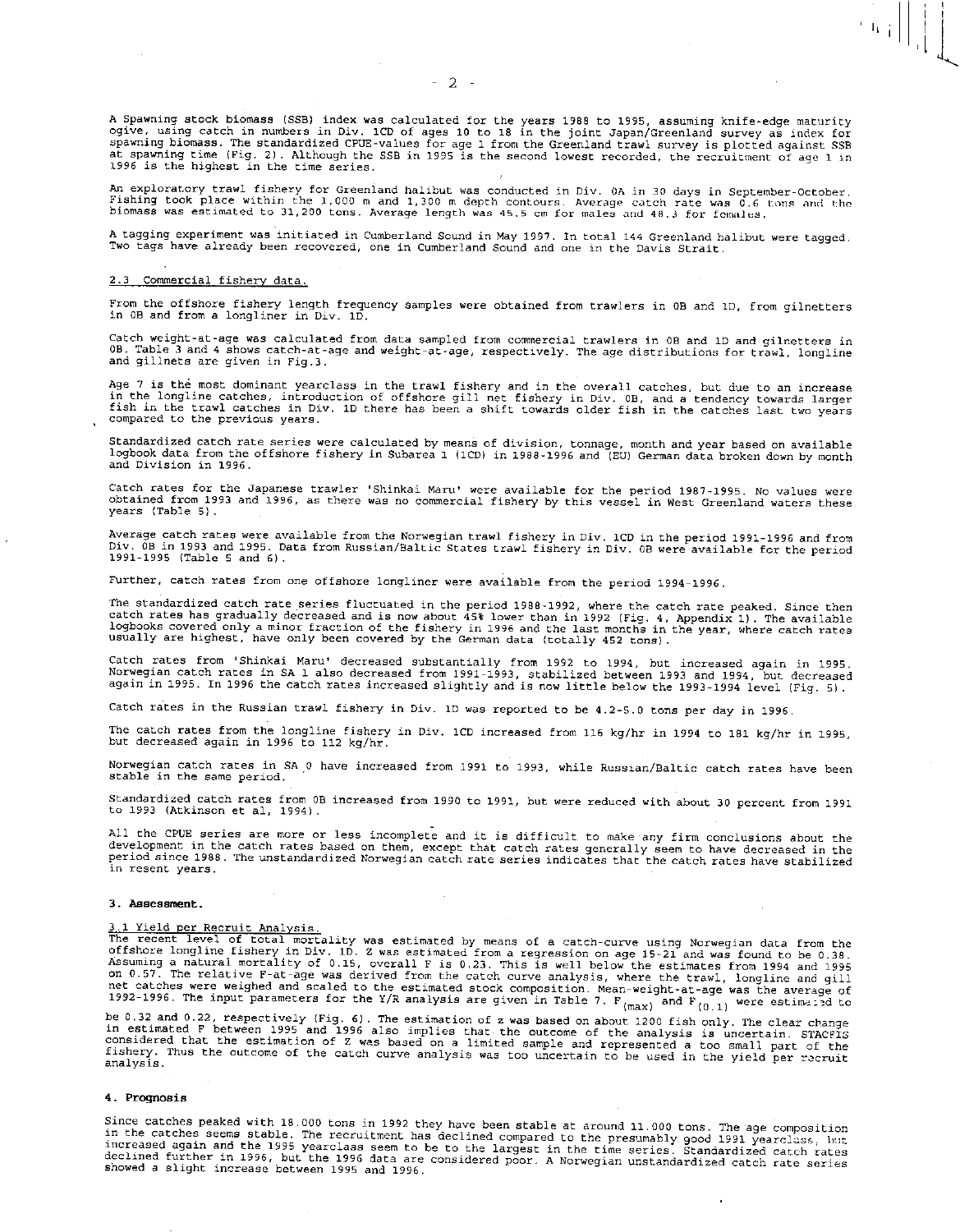A Spawning stock biomass (SSB) index was calculated for the years 1988 to 1995, assuming knife-edge maturity ogive, using catch in numbers in Div. 1CD of ages 10 to 18 in the joint Japan/Greenland survey as index for spawning biomass. The standardized CPUE-values for age 1 from the Greenland trawl survey is plotted against SSB at spawning time (Fig. 2). Although the SSB in 1995 is the second lowest recorded, the recruitment of age 1 in 1996 is the highest in the time series.

An exploratory trawl fishery for Greenland halibut was conducted in Div. 0A in 30 days in September-October. Fishing took place within the 1,000 m and 1,300 m depth contours. Average catch rate was 0.6 tons and the biomass was estimated to 31,200 tons. Average length was 45.5 cm for males and 48.3 for females.

A tagging experiment was initiated in Cumberland Sound in May 1997. In total 144 Greenland halibut were tagged. Two tags have already been recovered, one in Cumberland Sound and one in the Davis Strait.

### 2.3 Commercial fishery data.

From the offshore fishery length frequency samples were obtained from trawlers in 0B and 1D, from gilnetters in 0B and from a longliner in Div. 1D.

Catch weight-at-age was calculated from data sampled from commercial trawlers in 0B and 1D and gilnetters in 0B. Table 3 and 4 shows catch-at-age and weight-at-age, respectively. The age distributions for trawl, longline and gillnets are given in Fig.3.

Age 7 is the most dominant yearclass in the trawl fishery and in the overall catches, but due to an increase in the longline catches, introduction of offshore gill net fishery in Div. 0B, and a tendency towards larger fish in the trawl catches in Div. 1D there has been a shift towards older fish in the catches last two years compared to the previous years.

Standardized catch rate series were calculated by means of division, tonnage, month and year based on available logbook data from the offshore fishery in Subarea 1 (1CD) in 1988-1996 and (EU) German data broken down by month and Division in 1996.

Catch rates for the Japanese trawler 'Shinkai Maru' were available for the period 1987-1995. No values were obtained from 1993 and 1996, as there was no commercial fishery by this vessel in West Greenland waters these years (Table 5).

Average catch rates were available from the Norwegian trawl fishery in Div. 1CD in the period 1991-1996 and from Div. 0B in 1993 and 1995. Data from Russian/Baltic States trawl fishery in Div. 0B were available for the period 1991-1995 (Table 5 and 6).

Further, catch rates from one offshore longliner were available from the period 1994-1996.

The standardized catch rate series fluctuated in the period 1988-1992, where the catch rate peaked. Since then catch rates has gradually decreased and is now about 45% lower than in 1992 (Fig. 4, Appendix 1). The available logbooks covered only a minor fraction of the fishery in 1996 and the last months in the year, where catch rates usually are highest, have only been covered by the German data (totally 452 tons).

Catch rates from 'Shinkai Maru' decreased substantially from 1992 to 1994, but increased again in 1995. Norwegian catch rates in SA 1 also decreased from 1991-1993, stabilized between 1993 and 1994, but decreased again in 1995. In 1996 the catch rates increased slightly and is now little below the 1993-1994 level (Fig. 5).

Catch rates in the Russian trawl fishery in Div. 1D was reported to be 4.2-5.0 tons per day in 1996.

The catch rates from the longline fishery in Div. 1CD increased from 116 kg/hr in 1994 to 181 kg/hr in 1995, but decreased again in 1996 to 112 kg/hr.

Norwegian catch rates in SA 0 have increased from 1991 to 1993, while Russian/Baltic catch rates have been stable in the same period.

Standardized catch rates from 0B increased from 1990 to 1991, but were reduced with about 30 percent from 1991 to 1993 (Atkinson et al, 1994).

All the CPUE series are more or less incomplete and it is difficult to make any firm conclusions about the development in the catch rates based on them, except that catch rates generally seem to have decreased in the period since 1988. The unstandardized Norwegian catch rate series indicates that the catch rates have stabilized in resent years.

## 3. Assessment.

### 3.1 Yield per Recruit Analysis.

The recent level of total mortality was estimated by means of a catch-curve using Norwegian data from the offshore longline fishery in Div. 1D. Z was estimated from a regression on age 15-21 and was found to be 0.38. Assuming a natural mortality of 0.15, overall F is 0.23. This is well below the estimates from 1994 and 1995 on 0.57. The relative F-at-age was derived from the catch curve analysis, where the trawl, longline and gill net catches were weighed and scaled to the estimated stock composition. Mean-weight-at-age was the average of 1992-1996. The input parameters for the Y/R analysis are given in Table 7. $F_{(max)}$ and $F_{(0.1)}$ were estimated to be 0.32 and 0.22, respectively (Fig. 6). The estimation of z was based on about 1200 fish only. The clear change in estimated F between 1995 and 1996 also implies that the outcome of the analysis is uncertain. STACFIS considered that the estimation of Z was based on a limited sample and represented a too small part of the fishery. Thus the outcome of the catch curve analysis was too uncertain to be used in the yield per recruit analysis.

## 4. Prognosis

Since catches peaked with 18.000 tons in 1992 they have been stable at around 11.000 tons. The age composition in the catches seems stable. The recruitment has declined compared to the presumably good 1991 yearclass, but increased again and the 1995 yearclass seem to be to the largest in the time series. Standardized catch rates declined further in 1996, but the 1996 data are considered poor. A Norwegian unstandardized catch rate series showed a slight increase between 1995 and 1996.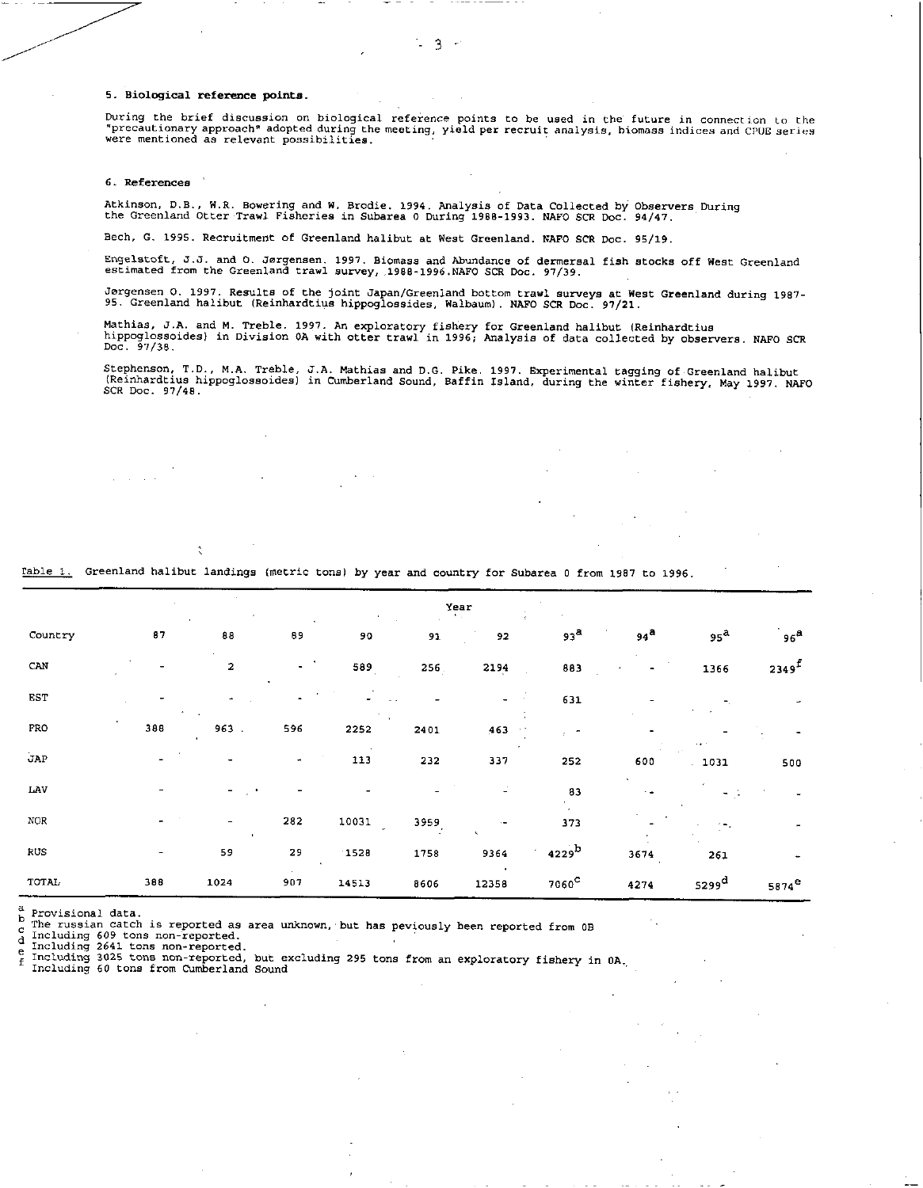### 5. Biological reference points.

During the brief discussion on biological reference points to be used in the future in connection to the "precautionary approach" adopted during the meeting, yield per recruit analysis, biomass indices and CPUE series were mentioned as relevant possibilities.

### 6. References

Atkinson, D.B., W.R. Bowering and W. Brodie. 1994. Analysis of Data Collected by Observers During the Greenland Otter Trawl Fisheries in Subarea 0 During 1988-1993. NAFO SCR Doc. 94/47.

Bech, G. 1995. Recruitment of Greenland halibut at West Greenland. NAFO SCR Doc. 95/19.

Engelstoft, J.J. and O. Jørgensen. 1997. Biomass and Abundance of dermersal fish stocks off West Greenland estimated from the Greenland trawl survey, 1988-1996.NAFO SCR Doc. 97/39.

Jørgensen O. 1997. Results of the joint Japan/Greenland bottom trawl surveys at West Greenland during 1987-95. Greenland halibut (Reinhardtius hippoglossides, Walbaum). NAFO SCR Doc. 97/21.

Mathias, J.A. and M. Treble. 1997. An exploratory fishery for Greenland halibut (Reinhardtius hippoglossoides) in Division 0A with otter trawl in 1996; Analysis of data collected by observers. NAFO SCR Doc. 97/38.

Stephenson, T.D., M.A. Treble, J.A. Mathias and D.G. Pike. 1997. Experimental tagging of Greenland halibut (Reinhardtius hippoglossoides) in Cumberland Sound, Baffin Island, during the winter fishery, May 1997. NAFO SCR Doc. 97/48.

Table 1. Greenland halibut landings (metric tons) by year and country for Subarea 0 from 1987 to 1996.

| | Year | | | | | | | | | |
|---|---|---|---|---|---|---|---|---|---|---|
| Country | 87 | 88 | 89 | 90 | 91 | 92 | 93[a] | 94[a] | 95[a] | 96[a] |
| CAN | - | 2 | - | 589 | 256 | 2194 | 883 | - | 1366 | 2349[f] |
| EST | - | - | - | - | - | - | 631 | - | - | - |
| FRO | 388 | 963 | 596 | 2252 | 2401 | 463 | - | - | - | - |
| JAP | - | - | - | 113 | 232 | 337 | 252 | 600 | 1031 | 500 |
| LAV | - | - | - | - | - | - | 83 | - | - | - |
| NOR | - | - | 282 | 10031 | 3959 | - | 373 | - | - | - |
| RUS | - | 59 | 29 | 1528 | 1758 | 9364 | 4229[b] | 3674 | 261 | - |
| TOTAL | 388 | 1024 | 907 | 14513 | 8606 | 12358 | 7060[c] | 4274 | 5299[d] | 5874[e] |

[a] Provisional data.
[b] The russian catch is reported as area unknown, but has peviously been reported from 0B
[c] Including 609 tons non-reported.
[d] Including 2641 tons non-reported.
[e] Including 3025 tons non-reported, but excluding 295 tons from an exploratory fishery in 0A.
[f] Including 60 tons from Cumberland Sound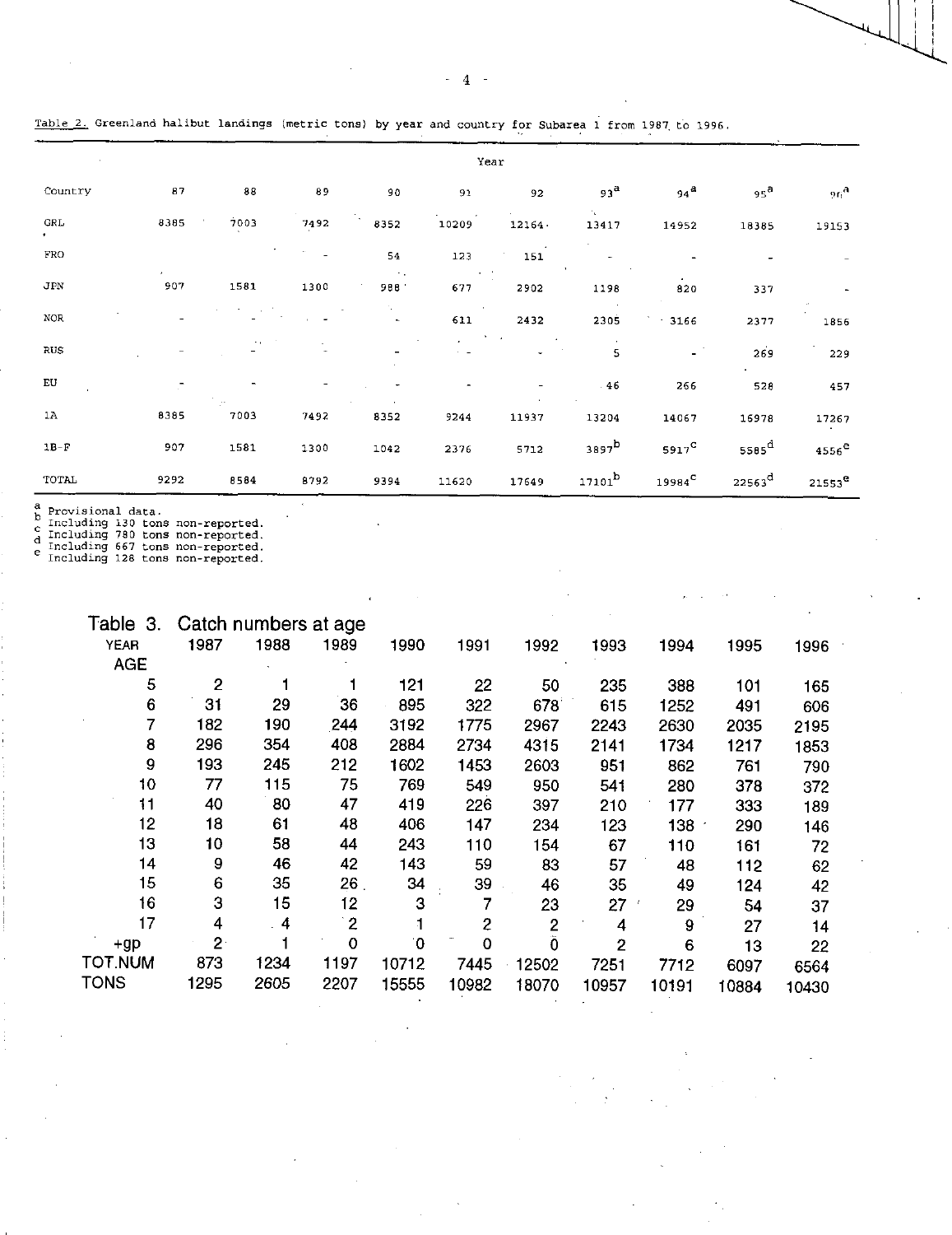Table 2. Greenland halibut landings (metric tons) by year and country for Subarea 1 from 1987 to 1996.

| Country | 87 | 88 | 89 | 90 | 91 | 92 | 93[a] | 94[a] | 95[a] | 96[a] |
|---|---|---|---|---|---|---|---|---|---|---|
| GRL | 8385 | 7003 | 7492 | 8352 | 10209 | 12164 | 13417 | 14952 | 18385 | 19153 |
| FRO | | | - | 54 | 123 | 151 | - | - | - | - |
| JPN | 907 | 1581 | 1300 | 988 | 677 | 2902 | 1198 | 820 | 337 | - |
| NOR | - | - | - | - | 611 | 2432 | 2305 | 3166 | 2377 | 1856 |
| RUS | - | - | - | - | - | - | 5 | - | 269 | 229 |
| EU | - | - | - | - | - | - | 46 | 266 | 528 | 457 |
| 1A | 8385 | 7003 | 7492 | 8352 | 9244 | 11937 | 13204 | 14067 | 16978 | 17267 |
| 1B-F | 907 | 1581 | 1300 | 1042 | 2376 | 5712 | 3897[b] | 5917[c] | 5585[d] | 4556[e] |
| TOTAL | 9292 | 8584 | 8792 | 9394 | 11620 | 17649 | 17101[b] | 19984[c] | 22563[d] | 21553[e] |

[a] Provisional data.
[b] Including 130 tons non-reported.
[c] Including 780 tons non-reported.
[d] Including 667 tons non-reported.
[e] Including 128 tons non-reported.

Table 3. Catch numbers at age

| YEAR / AGE | 1987 | 1988 | 1989 | 1990 | 1991 | 1992 | 1993 | 1994 | 1995 | 1996 |
|---|---|---|---|---|---|---|---|---|---|---|
| 5 | 2 | 1 | 1 | 121 | 22 | 50 | 235 | 388 | 101 | 165 |
| 6 | 31 | 29 | 36 | 895 | 322 | 678 | 615 | 1252 | 491 | 606 |
| 7 | 182 | 190 | 244 | 3192 | 1775 | 2967 | 2243 | 2630 | 2035 | 2195 |
| 8 | 296 | 354 | 408 | 2884 | 2734 | 4315 | 2141 | 1734 | 1217 | 1853 |
| 9 | 193 | 245 | 212 | 1602 | 1453 | 2603 | 951 | 862 | 761 | 790 |
| 10 | 77 | 115 | 75 | 769 | 549 | 950 | 541 | 280 | 378 | 372 |
| 11 | 40 | 80 | 47 | 419 | 226 | 397 | 210 | 177 | 333 | 189 |
| 12 | 18 | 61 | 48 | 406 | 147 | 234 | 123 | 138 | 290 | 146 |
| 13 | 10 | 58 | 44 | 243 | 110 | 154 | 67 | 110 | 161 | 72 |
| 14 | 9 | 46 | 42 | 143 | 59 | 83 | 57 | 48 | 112 | 62 |
| 15 | 6 | 35 | 26 | 34 | 39 | 46 | 35 | 49 | 124 | 42 |
| 16 | 3 | 15 | 12 | 3 | 7 | 23 | 27 | 29 | 54 | 37 |
| 17 | 4 | 4 | 2 | 1 | 2 | 2 | 4 | 9 | 27 | 14 |
| +gp | 2 | 1 | 0 | 0 | 0 | 0 | 2 | 6 | 13 | 22 |
| TOT.NUM | 873 | 1234 | 1197 | 10712 | 7445 | 12502 | 7251 | 7712 | 6097 | 6564 |
| TONS | 1295 | 2605 | 2207 | 15555 | 10982 | 18070 | 10957 | 10191 | 10884 | 10430 |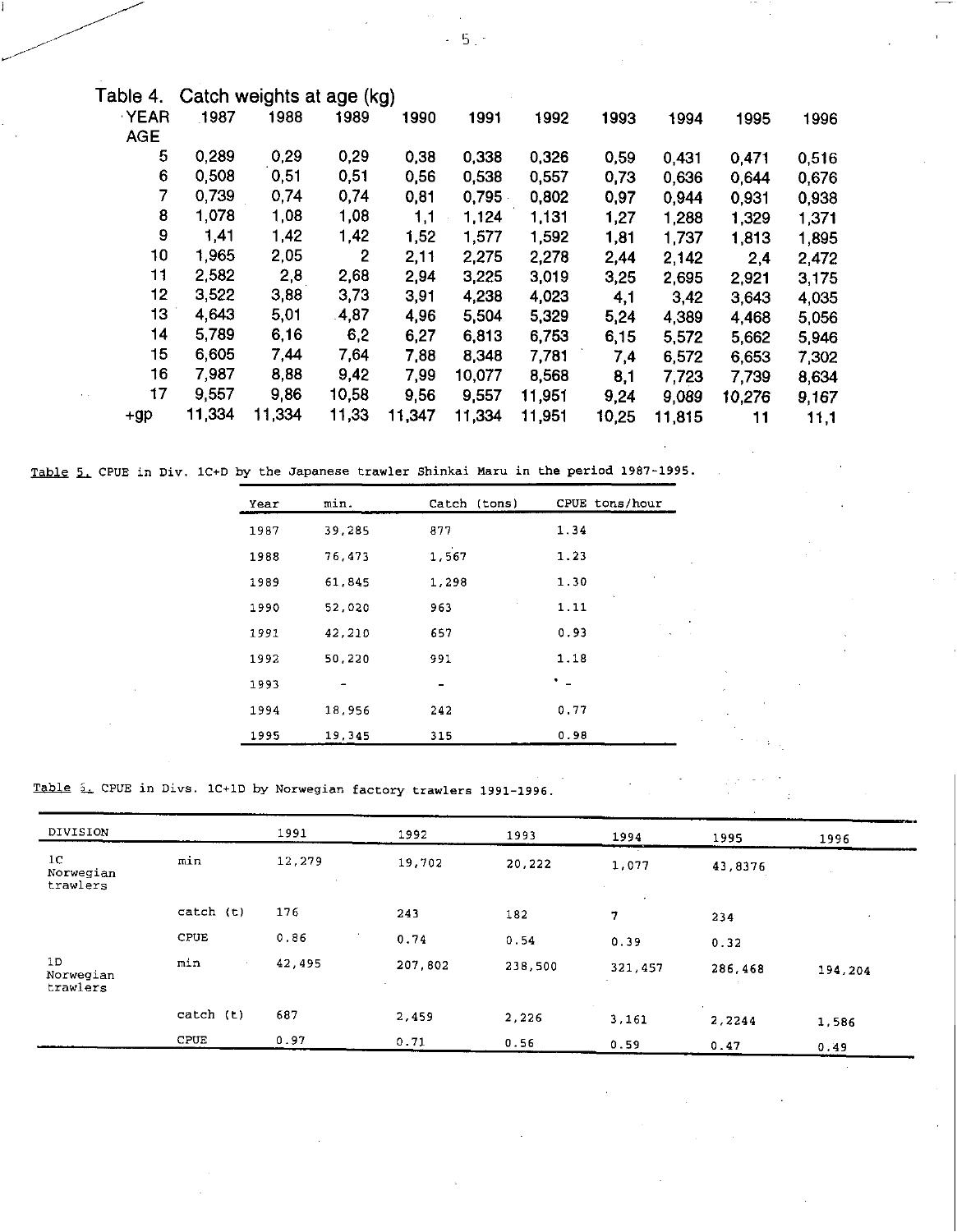Table 4. Catch weights at age (kg)

| YEAR AGE | 1987 | 1988 | 1989 | 1990 | 1991 | 1992 | 1993 | 1994 | 1995 | 1996 |
|---|---|---|---|---|---|---|---|---|---|---|
| 5 | 0,289 | 0,29 | 0,29 | 0,38 | 0,338 | 0,326 | 0,59 | 0,431 | 0,471 | 0,516 |
| 6 | 0,508 | 0,51 | 0,51 | 0,56 | 0,538 | 0,557 | 0,73 | 0,636 | 0,644 | 0,676 |
| 7 | 0,739 | 0,74 | 0,74 | 0,81 | 0,795 | 0,802 | 0,97 | 0,944 | 0,931 | 0,938 |
| 8 | 1,078 | 1,08 | 1,08 | 1,1 | 1,124 | 1,131 | 1,27 | 1,288 | 1,329 | 1,371 |
| 9 | 1,41 | 1,42 | 1,42 | 1,52 | 1,577 | 1,592 | 1,81 | 1,737 | 1,813 | 1,895 |
| 10 | 1,965 | 2,05 | 2 | 2,11 | 2,275 | 2,278 | 2,44 | 2,142 | 2,4 | 2,472 |
| 11 | 2,582 | 2,8 | 2,68 | 2,94 | 3,225 | 3,019 | 3,25 | 2,695 | 2,921 | 3,175 |
| 12 | 3,522 | 3,88 | 3,73 | 3,91 | 4,238 | 4,023 | 4,1 | 3,42 | 3,643 | 4,035 |
| 13 | 4,643 | 5,01 | 4,87 | 4,96 | 5,504 | 5,329 | 5,24 | 4,389 | 4,468 | 5,056 |
| 14 | 5,789 | 6,16 | 6,2 | 6,27 | 6,813 | 6,753 | 6,15 | 5,572 | 5,662 | 5,946 |
| 15 | 6,605 | 7,44 | 7,64 | 7,88 | 8,348 | 7,781 | 7,4 | 6,572 | 6,653 | 7,302 |
| 16 | 7,987 | 8,88 | 9,42 | 7,99 | 10,077 | 8,568 | 8,1 | 7,723 | 7,739 | 8,634 |
| 17 | 9,557 | 9,86 | 10,58 | 9,56 | 9,557 | 11,951 | 9,24 | 9,089 | 10,276 | 9,167 |
| +gp | 11,334 | 11,334 | 11,33 | 11,347 | 11,334 | 11,951 | 10,25 | 11,815 | 11 | 11,1 |

Table 5. CPUE in Div. 1C+D by the Japanese trawler Shinkai Maru in the period 1987-1995.

| Year | min. | Catch (tons) | CPUE tons/hour |
|---|---|---|---|
| 1987 | 39,285 | 877 | 1.34 |
| 1988 | 76,473 | 1,567 | 1.23 |
| 1989 | 61,845 | 1,298 | 1.30 |
| 1990 | 52,020 | 963 | 1.11 |
| 1991 | 42,210 | 657 | 0.93 |
| 1992 | 50,220 | 991 | 1.18 |
| 1993 | - | - | - |
| 1994 | 18,956 | 242 | 0.77 |
| 1995 | 19,345 | 315 | 0.98 |

Table 6. CPUE in Divs. 1C+1D by Norwegian factory trawlers 1991-1996.

| DIVISION | | 1991 | 1992 | 1993 | 1994 | 1995 | 1996 |
|---|---|---|---|---|---|---|---|
| 1C Norwegian trawlers | min | 12,279 | 19,702 | 20,222 | 1,077 | 43,8376 | |
| | catch (t) | 176 | 243 | 182 | 7 | 234 | |
| | CPUE | 0.86 | 0.74 | 0.54 | 0.39 | 0.32 | |
| 1D Norwegian trawlers | min | 42,495 | 207,802 | 238,500 | 321,457 | 286,468 | 194,204 |
| | catch (t) | 687 | 2,459 | 2,226 | 3,161 | 2,2244 | 1,586 |
| | CPUE | 0.97 | 0.71 | 0.56 | 0.59 | 0.47 | 0.49 |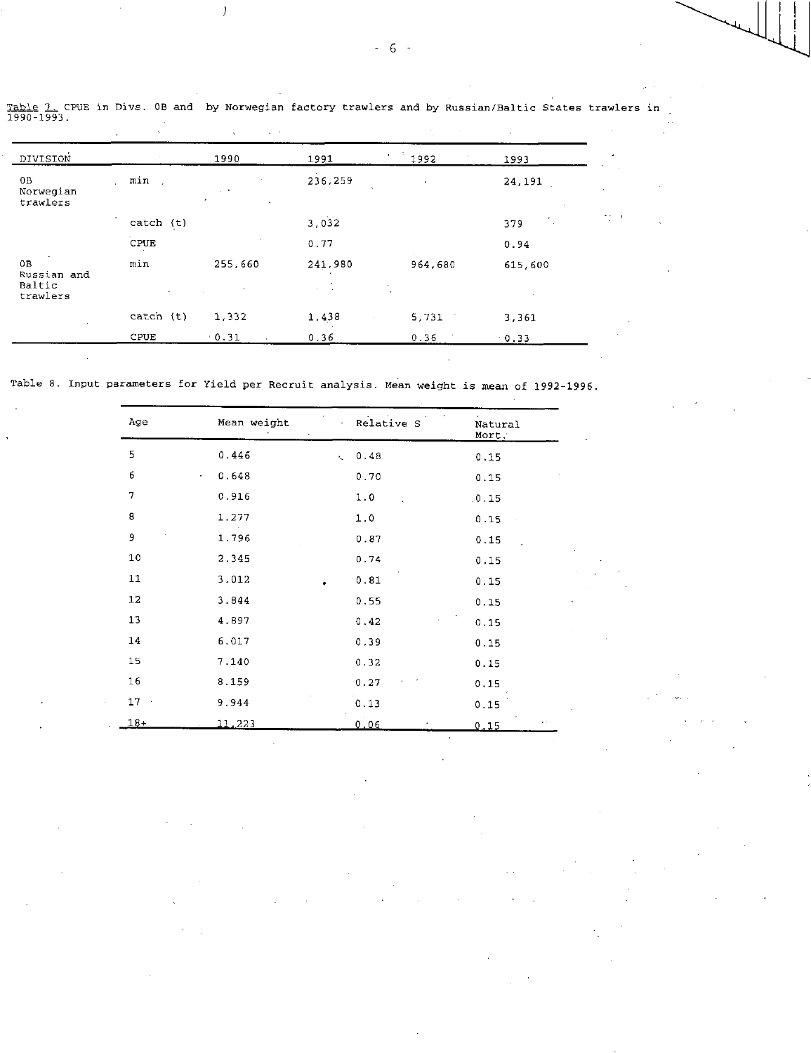Table 7. CPUE in Divs. 0B and by Norwegian factory trawlers and by Russian/Baltic States trawlers in 1990-1993.

| DIVISION | | 1990 | 1991 | 1992 | 1993 |
|---|---|---|---|---|---|
| 0B Norwegian trawlers | min | | 236,259 | | 24,191 |
| | catch (t) | | 3,032 | | 379 |
| | CPUE | | 0.77 | | 0.94 |
| 0B Russian and Baltic trawlers | min | 255,660 | 241,980 | 964,680 | 615,600 |
| | catch (t) | 1,332 | 1,438 | 5,731 | 3,361 |
| | CPUE | 0.31 | 0.36 | 0.36 | 0.33 |

Table 8. Input parameters for Yield per Recruit analysis. Mean weight is mean of 1992-1996.

| Age | Mean weight | Relative S | Natural Mort. |
|---|---|---|---|
| 5 | 0.446 | 0.48 | 0.15 |
| 6 | 0.648 | 0.70 | 0.15 |
| 7 | 0.916 | 1.0 | 0.15 |
| 8 | 1.277 | 1.0 | 0.15 |
| 9 | 1.796 | 0.87 | 0.15 |
| 10 | 2.345 | 0.74 | 0.15 |
| 11 | 3.012 | 0.81 | 0.15 |
| 12 | 3.844 | 0.55 | 0.15 |
| 13 | 4.897 | 0.42 | 0.15 |
| 14 | 6.017 | 0.39 | 0.15 |
| 15 | 7.140 | 0.32 | 0.15 |
| 16 | 8.159 | 0.27 | 0.15 |
| 17 | 9.944 | 0.13 | 0.15 |
| 18+ | 11.223 | 0.06 | 0.15 |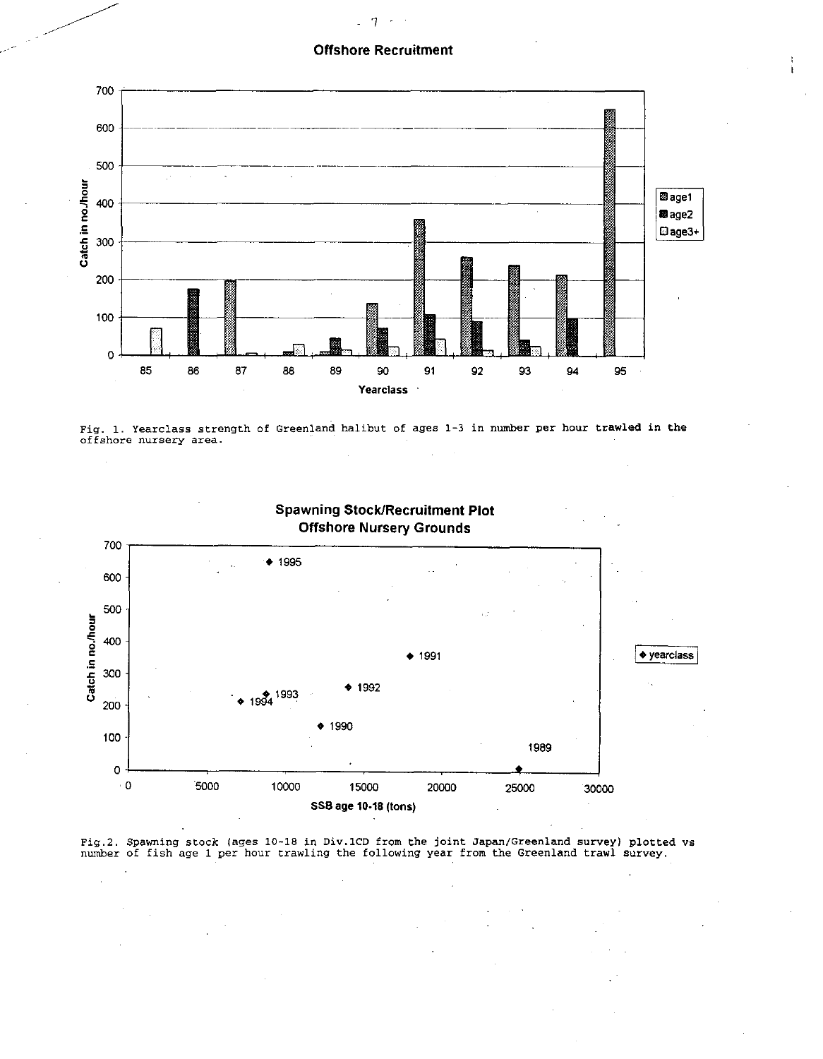Offshore Recruitment

Fig. 1. Yearclass strength of Greenland halibut of ages 1-3 in number per hour trawled in the offshore nursery area.

Spawning Stock/Recruitment Plot
Offshore Nursery Grounds

Fig.2. Spawning stock (ages 10-18 in Div.1CD from the joint Japan/Greenland survey) plotted vs number of fish age 1 per hour trawling the following year from the Greenland trawl survey.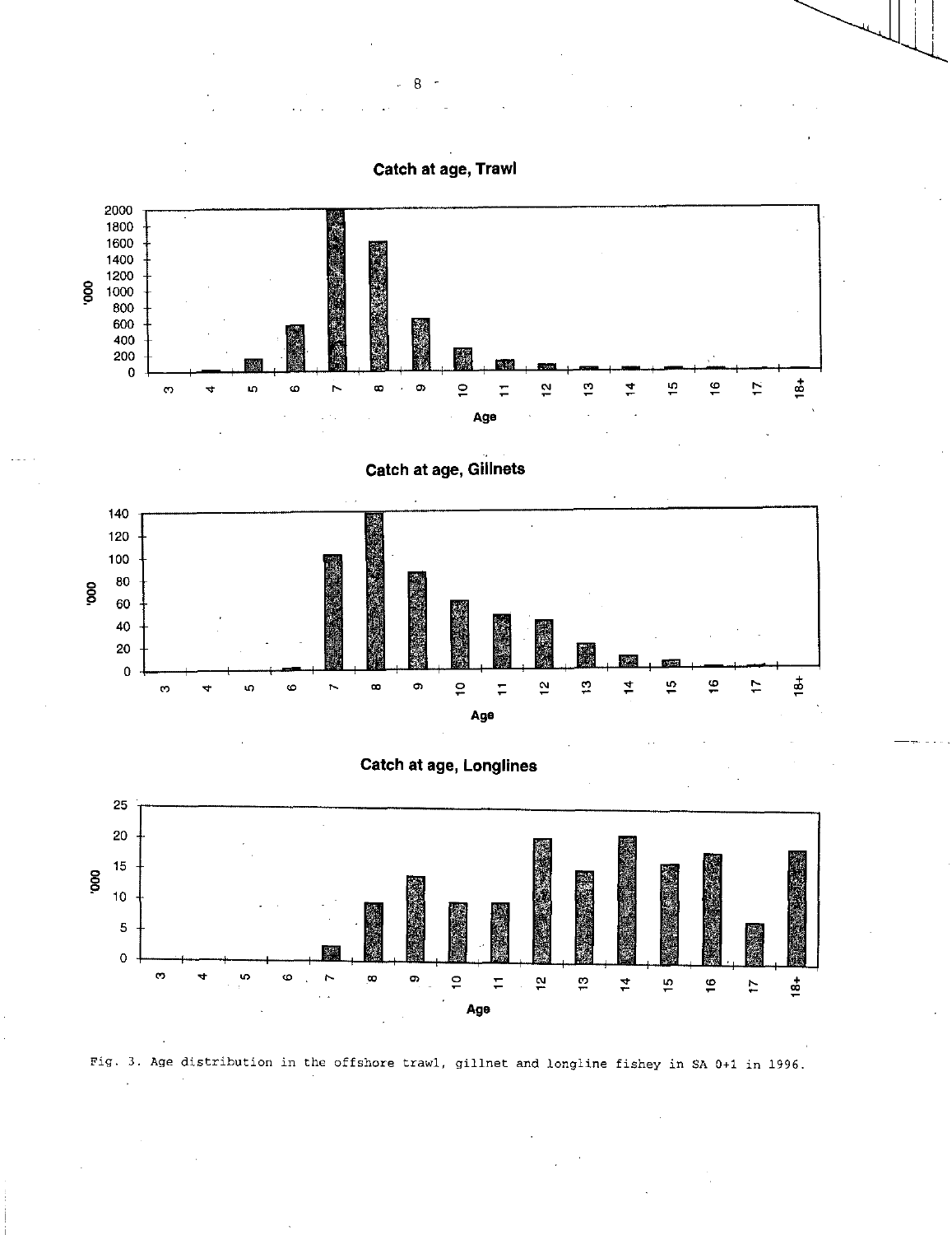Fig. 3. Age distribution in the offshore trawl, gillnet and longline fishey in SA 0+1 in 1996.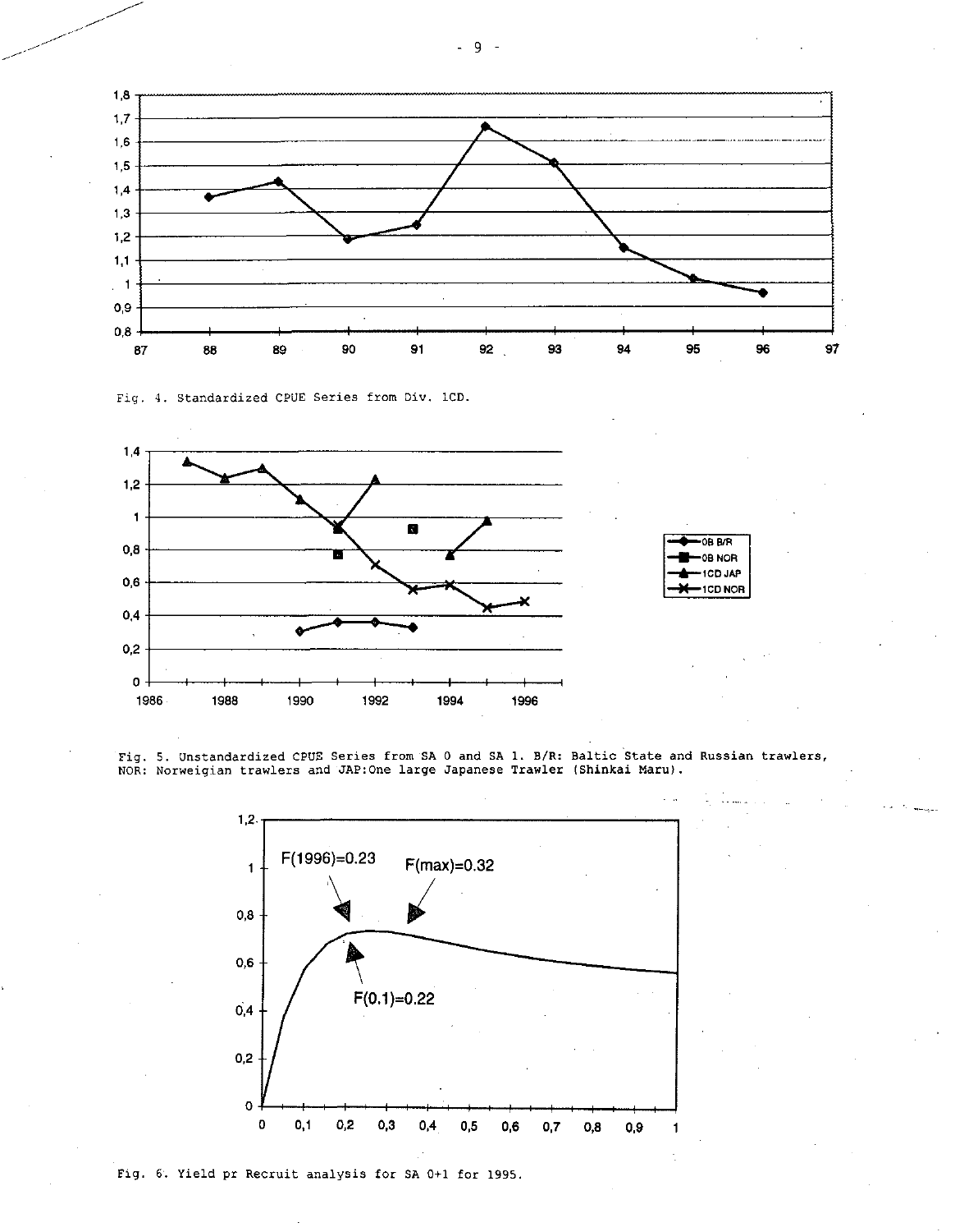Fig. 4. Standardized CPUE Series from Div. 1CD.

Fig. 5. Unstandardized CPUE Series from SA 0 and SA 1. B/R: Baltic State and Russian trawlers, NOR: Norweigian trawlers and JAP:One large Japanese Trawler (Shinkai Maru).

Fig. 6. Yield pr Recruit analysis for SA 0+1 for 1995.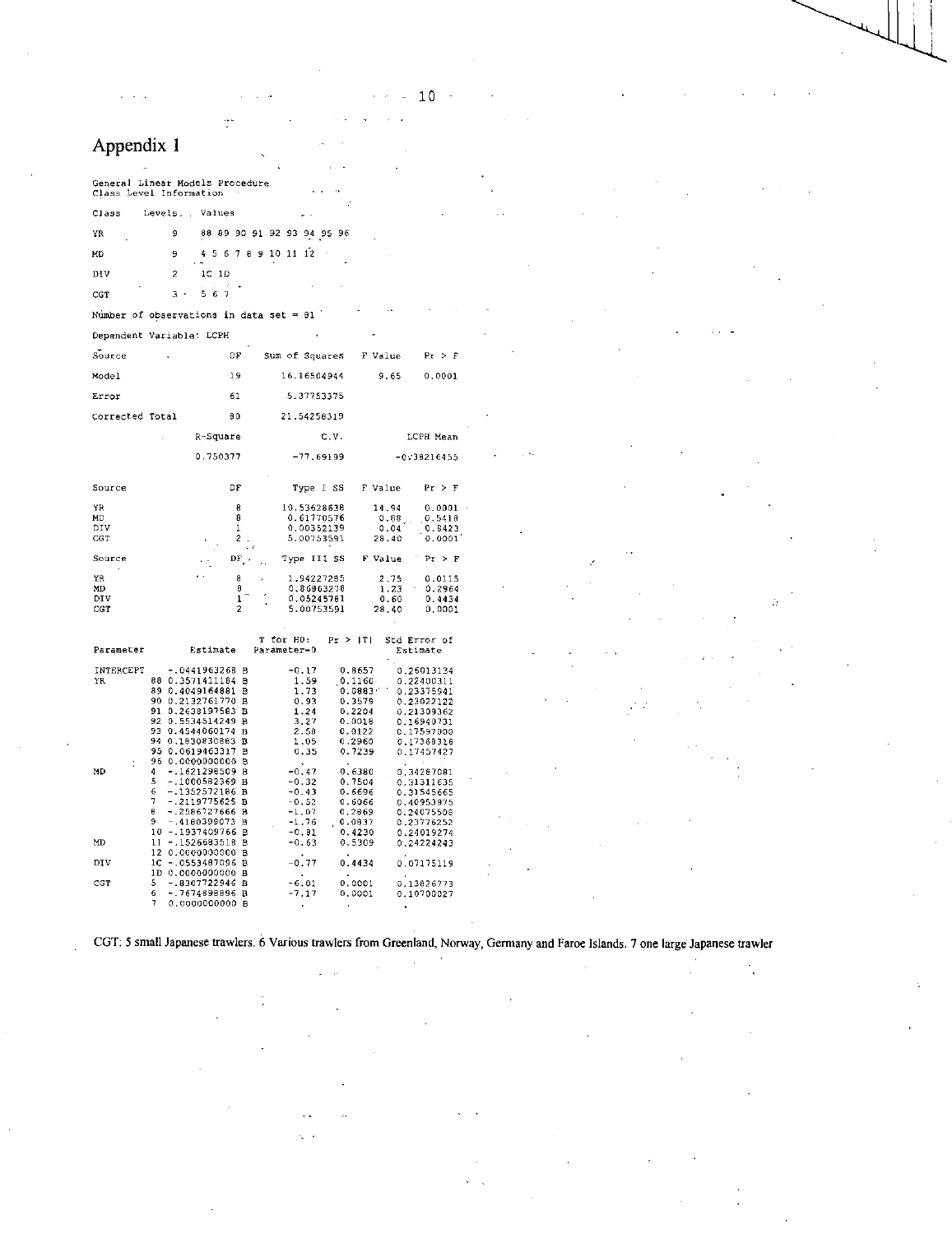# Appendix 1

General Linear Models Procedure
Class Level Information

| Class | Levels | Values |
|---|---|---|
| YR | 9 | 88 89 90 91 92 93 94 95 96 |
| MD | 9 | 4 5 6 7 8 9 10 11 12 |
| DIV | 2 | 1C 1D |
| CGT | 3 | 5 6 7 |

Number of observations in data set = 81

Dependent Variable: LCPH

| Source | DF | Sum of Squares | F Value | Pr > F |
|---|---|---|---|---|
| Model | 19 | 16.16504944 | 9.65 | 0.0001 |
| Error | 61 | 5.37753375 | | |
| Corrected Total | 80 | 21.54258319 | | |

| R-Square | C.V. | LCPH Mean |
|---|---|---|
| 0.750377 | -77.69199 | -0.38216455 |

| Source | DF | Type I SS | F Value | Pr > F |
|---|---|---|---|---|
| YR | 8 | 10.53628638 | 14.94 | 0.0001 |
| MD | 8 | 0.61770576 | 0.88 | 0.5418 |
| DIV | 1 | 0.00352139 | 0.04 | 0.8423 |
| CGT | 2 | 5.00753591 | 28.40 | 0.0001 |

| Source | DF | Type III SS | F Value | Pr > F |
|---|---|---|---|---|
| YR | 8 | 1.94227285 | 2.75 | 0.0115 |
| MD | 8 | 0.86863278 | 1.23 | 0.2964 |
| DIV | 1 | 0.05245781 | 0.60 | 0.4434 |
| CGT | 2 | 5.00753591 | 28.40 | 0.0001 |

| Parameter | | Estimate | | T for H0: Parameter=0 | Pr > \|T\| | Std Error of Estimate |
|---|---|---|---|---|---|---|
| INTERCEPT | | -.0441963268 | B | -0.17 | 0.8657 | 0.26013134 |
| YR | 88 | 0.3571411184 | B | 1.59 | 0.1160 | 0.22400311 |
| | 89 | 0.4049164881 | B | 1.73 | 0.0883 | 0.23375941 |
| | 90 | 0.2132761770 | B | 0.93 | 0.3579 | 0.23022122 |
| | 91 | 0.2638197583 | B | 1.24 | 0.2204 | 0.21309362 |
| | 92 | 0.5534514249 | B | 3.27 | 0.0018 | 0.16940731 |
| | 93 | 0.4544060174 | B | 2.58 | 0.0122 | 0.17597000 |
| | 94 | 0.1830830863 | B | 1.05 | 0.2960 | 0.17369318 |
| | 95 | 0.0619463317 | B | 0.35 | 0.7239 | 0.17457427 |
| | 96 | 0.0000000000 | B | . | . | . |
| MD | 4 | -.1621298509 | B | -0.47 | 0.6380 | 0.34287081 |
| | 5 | -.1000582369 | B | -0.32 | 0.7504 | 0.31311635 |
| | 6 | -.1352572186 | B | -0.43 | 0.6696 | 0.31545665 |
| | 7 | -.2119775625 | B | -0.52 | 0.6066 | 0.40953975 |
| | 8 | -.2586727666 | B | -1.07 | 0.2869 | 0.24075508 |
| | 9 | -.4180398073 | B | -1.76 | 0.0837 | 0.23776252 |
| | 10 | -.1937409766 | B | -0.81 | 0.4230 | 0.24019274 |
| MD | 11 | -.1526683518 | B | -0.63 | 0.5309 | 0.24224243 |
| | 12 | 0.0000000000 | B | . | . | . |
| DIV | 1C | -.0553487096 | B | -0.77 | 0.4434 | 0.07175119 |
| | 1D | 0.0000000000 | B | . | . | . |
| CGT | 5 | -.8307722946 | B | -6.01 | 0.0001 | 0.13826773 |
| | 6 | -.7674898896 | B | -7.17 | 0.0001 | 0.10700027 |
| | 7 | 0.0000000000 | B | . | . | . |

CGT: 5 small Japanese trawlers. 6 Various trawlers from Greenland, Norway, Germany and Faroe Islands. 7 one large Japanese trawler